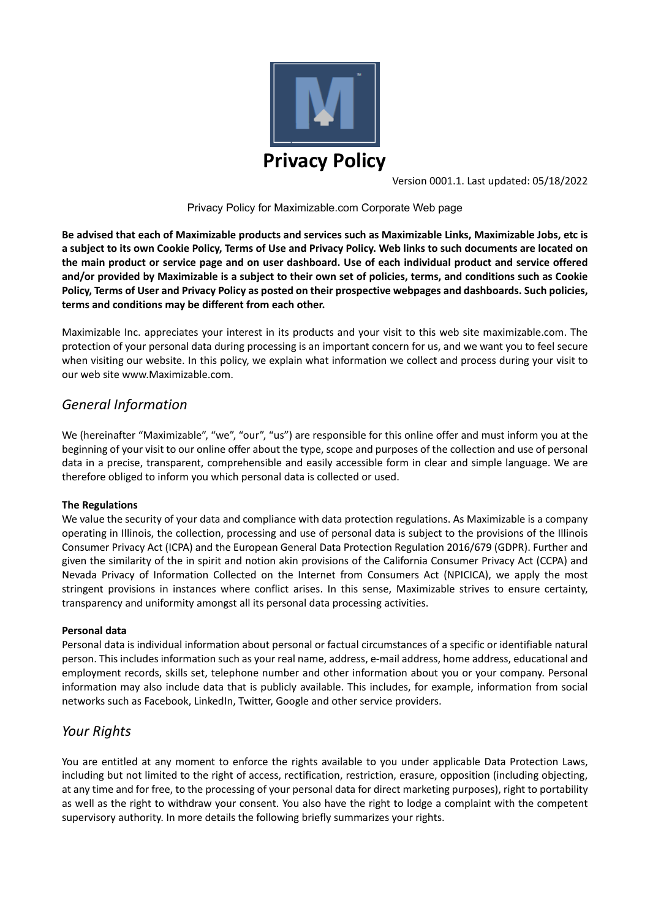# Privacy Policy

Version 0001.1. Last updated: 05/18/2022

Privacy Policy for Maximizable.com Corporate Web page

**Be advised that each of Maximizable products and services such as Maximizable Links, Maximizable Jobs, etc is a subject to its own Cookie Policy, Terms of Use and Privacy Policy. Web links to such documents are located on the main product or service page and on user dashboard. Use of each individual product and service offered and/or provided by Maximizable is a subject to their own set of policies, terms, and conditions such as Cookie Policy, Terms of User and Privacy Policy as posted on their prospective webpages and dashboards. Such policies, terms and conditions may be different from each other.**

Maximizable Inc. appreciates your interest in its products and your visit to this web site maximizable.com. The protection of your personal data during processing is an important concern for us, and we want you to feel secure when visiting our website. In this policy, we explain what information we collect and process during your visit to our web site www.Maximizable.com.

## *General Information*

We (hereinafter "Maximizable", "we", "our", "us") are responsible for this online offer and must inform you at the beginning of your visit to our online offer about the type, scope and purposes of the collection and use of personal data in a precise, transparent, comprehensible and easily accessible form in clear and simple language. We are therefore obliged to inform you which personal data is collected or used.

**The Regulations**

We value the security of your data and compliance with data protection regulations. As Maximizable is a company operating in Illinois, the collection, processing and use of personal data is subject to the provisions of the Illinois Consumer Privacy Act (ICPA) and the European General Data Protection Regulation 2016/679 (GDPR). Further and given the similarity of the in spirit and notion akin provisions of the California Consumer Privacy Act (CCPA) and Nevada Privacy of Information Collected on the Internet from Consumers Act (NPICICA), we apply the most stringent provisions in instances where conflict arises. In this sense, Maximizable strives to ensure certainty, transparency and uniformity amongst all its personal data processing activities.

**Personal data**

Personal data is individual information about personal or factual circumstances of a specific or identifiable natural person. This includes information such as your real name, address, e-mail address, home address, educational and employment records, skills set, telephone number and other information about you or your company. Personal information may also include data that is publicly available. This includes, for example, information from social networks such as Facebook, LinkedIn, Twitter, Google and other service providers.

## *Your Rights*

You are entitled at any moment to enforce the rights available to you under applicable Data Protection Laws, including but not limited to the right of access, rectification, restriction, erasure, opposition (including objecting, at any time and for free, to the processing of your personal data for direct marketing purposes), right to portability as well as the right to withdraw your consent. You also have the right to lodge a complaint with the competent supervisory authority. In more details the following briefly summarizes your rights.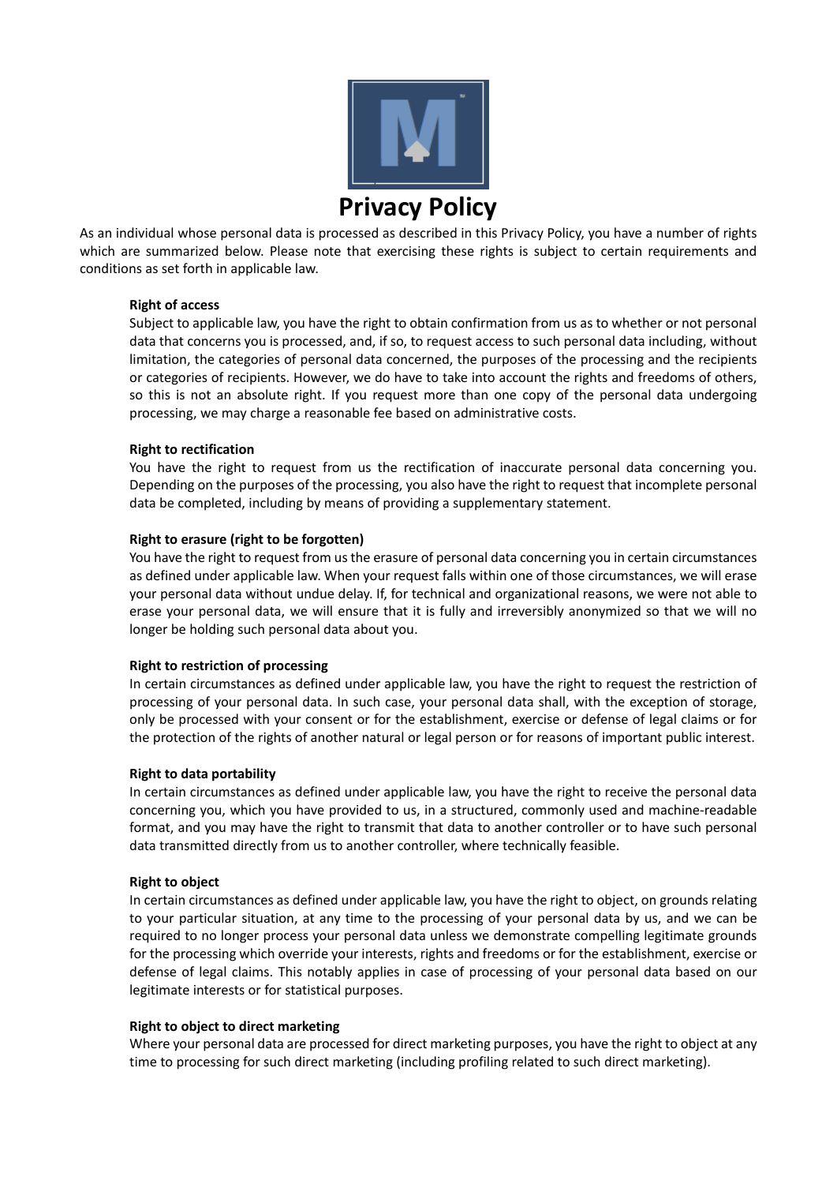# Privacy Policy

As an individual whose personal data is processed as described in this Privacy Policy, you have a number of rights which are summarized below. Please note that exercising these rights is subject to certain requirements and conditions as set forth in applicable law.

**Right of access**
Subject to applicable law, you have the right to obtain confirmation from us as to whether or not personal data that concerns you is processed, and, if so, to request access to such personal data including, without limitation, the categories of personal data concerned, the purposes of the processing and the recipients or categories of recipients. However, we do have to take into account the rights and freedoms of others, so this is not an absolute right. If you request more than one copy of the personal data undergoing processing, we may charge a reasonable fee based on administrative costs.

**Right to rectification**
You have the right to request from us the rectification of inaccurate personal data concerning you. Depending on the purposes of the processing, you also have the right to request that incomplete personal data be completed, including by means of providing a supplementary statement.

**Right to erasure (right to be forgotten)**
You have the right to request from us the erasure of personal data concerning you in certain circumstances as defined under applicable law. When your request falls within one of those circumstances, we will erase your personal data without undue delay. If, for technical and organizational reasons, we were not able to erase your personal data, we will ensure that it is fully and irreversibly anonymized so that we will no longer be holding such personal data about you.

**Right to restriction of processing**
In certain circumstances as defined under applicable law, you have the right to request the restriction of processing of your personal data. In such case, your personal data shall, with the exception of storage, only be processed with your consent or for the establishment, exercise or defense of legal claims or for the protection of the rights of another natural or legal person or for reasons of important public interest.

**Right to data portability**
In certain circumstances as defined under applicable law, you have the right to receive the personal data concerning you, which you have provided to us, in a structured, commonly used and machine-readable format, and you may have the right to transmit that data to another controller or to have such personal data transmitted directly from us to another controller, where technically feasible.

**Right to object**
In certain circumstances as defined under applicable law, you have the right to object, on grounds relating to your particular situation, at any time to the processing of your personal data by us, and we can be required to no longer process your personal data unless we demonstrate compelling legitimate grounds for the processing which override your interests, rights and freedoms or for the establishment, exercise or defense of legal claims. This notably applies in case of processing of your personal data based on our legitimate interests or for statistical purposes.

**Right to object to direct marketing**
Where your personal data are processed for direct marketing purposes, you have the right to object at any time to processing for such direct marketing (including profiling related to such direct marketing).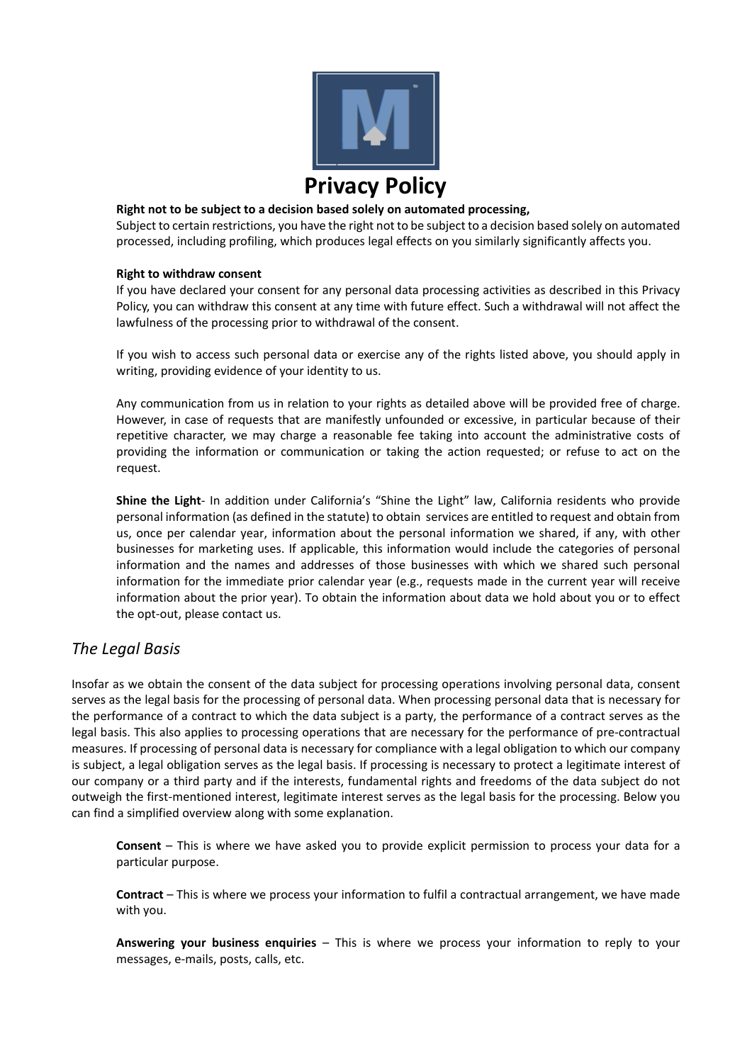# Privacy Policy

**Right not to be subject to a decision based solely on automated processing,**
Subject to certain restrictions, you have the right not to be subject to a decision based solely on automated processed, including profiling, which produces legal effects on you similarly significantly affects you.

**Right to withdraw consent**
If you have declared your consent for any personal data processing activities as described in this Privacy Policy, you can withdraw this consent at any time with future effect. Such a withdrawal will not affect the lawfulness of the processing prior to withdrawal of the consent.

If you wish to access such personal data or exercise any of the rights listed above, you should apply in writing, providing evidence of your identity to us.

Any communication from us in relation to your rights as detailed above will be provided free of charge. However, in case of requests that are manifestly unfounded or excessive, in particular because of their repetitive character, we may charge a reasonable fee taking into account the administrative costs of providing the information or communication or taking the action requested; or refuse to act on the request.

**Shine the Light**- In addition under California's "Shine the Light" law, California residents who provide personal information (as defined in the statute) to obtain services are entitled to request and obtain from us, once per calendar year, information about the personal information we shared, if any, with other businesses for marketing uses. If applicable, this information would include the categories of personal information and the names and addresses of those businesses with which we shared such personal information for the immediate prior calendar year (e.g., requests made in the current year will receive information about the prior year). To obtain the information about data we hold about you or to effect the opt-out, please contact us.

## *The Legal Basis*

Insofar as we obtain the consent of the data subject for processing operations involving personal data, consent serves as the legal basis for the processing of personal data. When processing personal data that is necessary for the performance of a contract to which the data subject is a party, the performance of a contract serves as the legal basis. This also applies to processing operations that are necessary for the performance of pre-contractual measures. If processing of personal data is necessary for compliance with a legal obligation to which our company is subject, a legal obligation serves as the legal basis. If processing is necessary to protect a legitimate interest of our company or a third party and if the interests, fundamental rights and freedoms of the data subject do not outweigh the first-mentioned interest, legitimate interest serves as the legal basis for the processing. Below you can find a simplified overview along with some explanation.

**Consent** – This is where we have asked you to provide explicit permission to process your data for a particular purpose.

**Contract** – This is where we process your information to fulfil a contractual arrangement, we have made with you.

**Answering your business enquiries** – This is where we process your information to reply to your messages, e-mails, posts, calls, etc.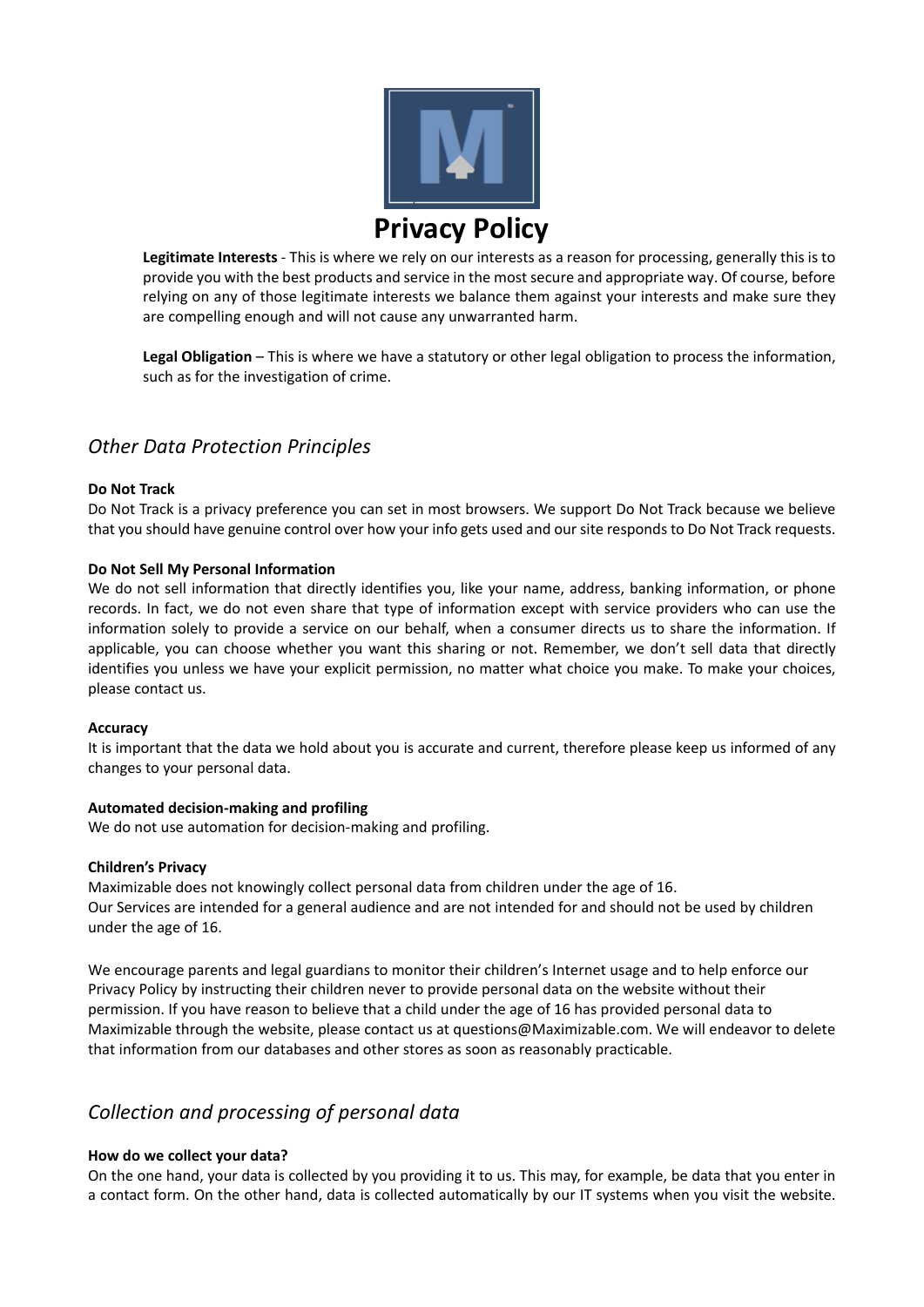# Privacy Policy

**Legitimate Interests** - This is where we rely on our interests as a reason for processing, generally this is to provide you with the best products and service in the most secure and appropriate way. Of course, before relying on any of those legitimate interests we balance them against your interests and make sure they are compelling enough and will not cause any unwarranted harm.

**Legal Obligation** – This is where we have a statutory or other legal obligation to process the information, such as for the investigation of crime.

## *Other Data Protection Principles*

**Do Not Track**
Do Not Track is a privacy preference you can set in most browsers. We support Do Not Track because we believe that you should have genuine control over how your info gets used and our site responds to Do Not Track requests.

**Do Not Sell My Personal Information**
We do not sell information that directly identifies you, like your name, address, banking information, or phone records. In fact, we do not even share that type of information except with service providers who can use the information solely to provide a service on our behalf, when a consumer directs us to share the information. If applicable, you can choose whether you want this sharing or not. Remember, we don't sell data that directly identifies you unless we have your explicit permission, no matter what choice you make. To make your choices, please contact us.

**Accuracy**
It is important that the data we hold about you is accurate and current, therefore please keep us informed of any changes to your personal data.

**Automated decision-making and profiling**
We do not use automation for decision-making and profiling.

**Children's Privacy**
Maximizable does not knowingly collect personal data from children under the age of 16.
Our Services are intended for a general audience and are not intended for and should not be used by children under the age of 16.

We encourage parents and legal guardians to monitor their children's Internet usage and to help enforce our Privacy Policy by instructing their children never to provide personal data on the website without their permission. If you have reason to believe that a child under the age of 16 has provided personal data to Maximizable through the website, please contact us at questions@Maximizable.com. We will endeavor to delete that information from our databases and other stores as soon as reasonably practicable.

## *Collection and processing of personal data*

**How do we collect your data?**
On the one hand, your data is collected by you providing it to us. This may, for example, be data that you enter in a contact form. On the other hand, data is collected automatically by our IT systems when you visit the website.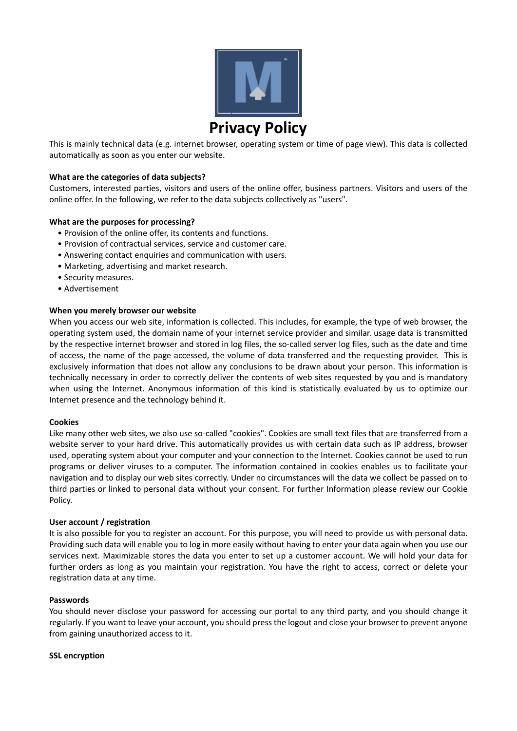# Privacy Policy

This is mainly technical data (e.g. internet browser, operating system or time of page view). This data is collected automatically as soon as you enter our website.

**What are the categories of data subjects?**

Customers, interested parties, visitors and users of the online offer, business partners. Visitors and users of the online offer. In the following, we refer to the data subjects collectively as "users".

**What are the purposes for processing?**

- Provision of the online offer, its contents and functions.
- Provision of contractual services, service and customer care.
- Answering contact enquiries and communication with users.
- Marketing, advertising and market research.
- Security measures.
- Advertisement

**When you merely browser our website**

When you access our web site, information is collected. This includes, for example, the type of web browser, the operating system used, the domain name of your internet service provider and similar. usage data is transmitted by the respective internet browser and stored in log files, the so-called server log files, such as the date and time of access, the name of the page accessed, the volume of data transferred and the requesting provider. This is exclusively information that does not allow any conclusions to be drawn about your person. This information is technically necessary in order to correctly deliver the contents of web sites requested by you and is mandatory when using the Internet. Anonymous information of this kind is statistically evaluated by us to optimize our Internet presence and the technology behind it.

**Cookies**

Like many other web sites, we also use so-called "cookies". Cookies are small text files that are transferred from a website server to your hard drive. This automatically provides us with certain data such as IP address, browser used, operating system about your computer and your connection to the Internet. Cookies cannot be used to run programs or deliver viruses to a computer. The information contained in cookies enables us to facilitate your navigation and to display our web sites correctly. Under no circumstances will the data we collect be passed on to third parties or linked to personal data without your consent. For further Information please review our Cookie Policy.

**User account / registration**

It is also possible for you to register an account. For this purpose, you will need to provide us with personal data. Providing such data will enable you to log in more easily without having to enter your data again when you use our services next. Maximizable stores the data you enter to set up a customer account. We will hold your data for further orders as long as you maintain your registration. You have the right to access, correct or delete your registration data at any time.

**Passwords**

You should never disclose your password for accessing our portal to any third party, and you should change it regularly. If you want to leave your account, you should press the logout and close your browser to prevent anyone from gaining unauthorized access to it.

**SSL encryption**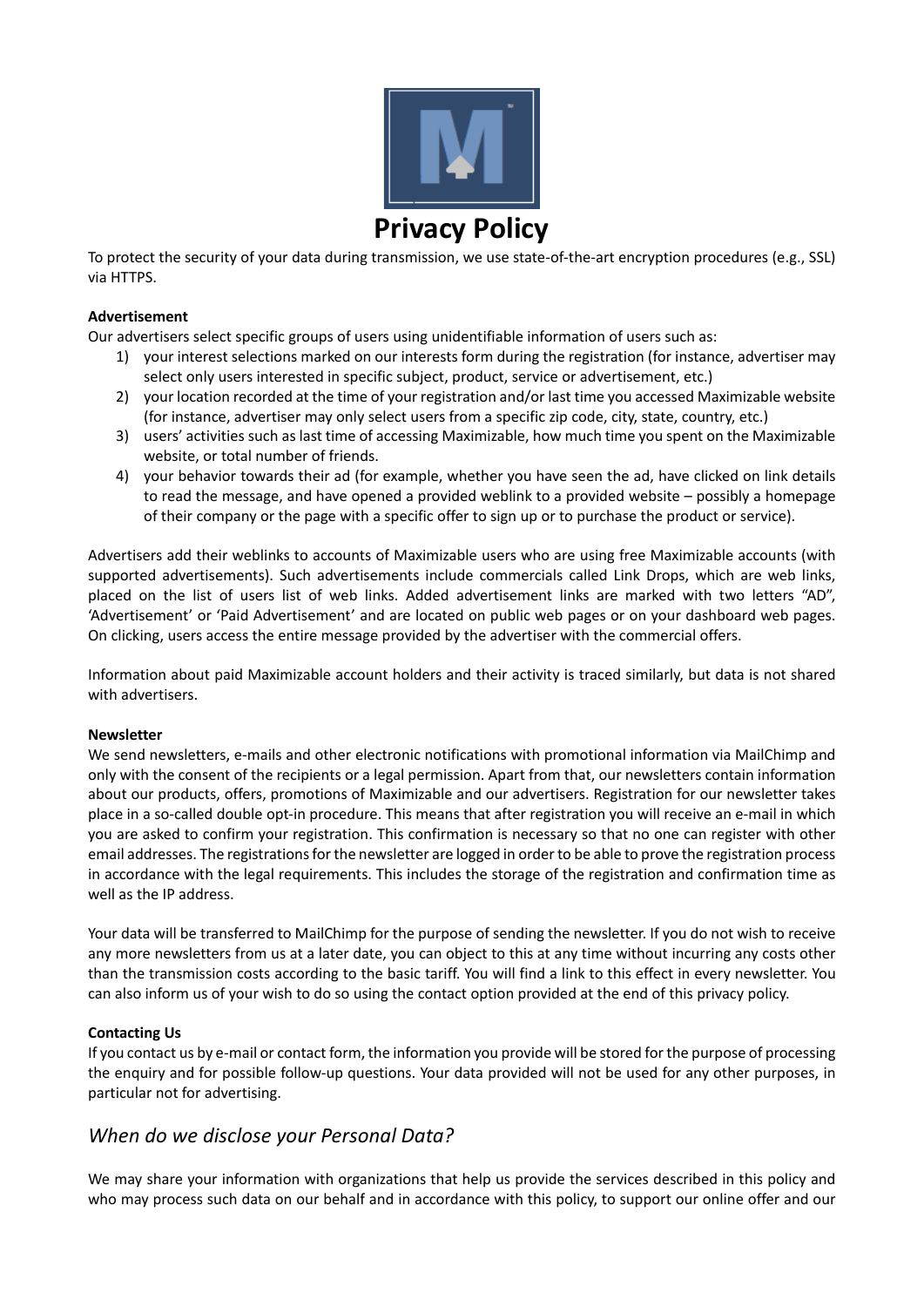# Privacy Policy

To protect the security of your data during transmission, we use state-of-the-art encryption procedures (e.g., SSL) via HTTPS.

**Advertisement**

Our advertisers select specific groups of users using unidentifiable information of users such as:

1) your interest selections marked on our interests form during the registration (for instance, advertiser may select only users interested in specific subject, product, service or advertisement, etc.)
2) your location recorded at the time of your registration and/or last time you accessed Maximizable website (for instance, advertiser may only select users from a specific zip code, city, state, country, etc.)
3) users' activities such as last time of accessing Maximizable, how much time you spent on the Maximizable website, or total number of friends.
4) your behavior towards their ad (for example, whether you have seen the ad, have clicked on link details to read the message, and have opened a provided weblink to a provided website – possibly a homepage of their company or the page with a specific offer to sign up or to purchase the product or service).

Advertisers add their weblinks to accounts of Maximizable users who are using free Maximizable accounts (with supported advertisements). Such advertisements include commercials called Link Drops, which are web links, placed on the list of users list of web links. Added advertisement links are marked with two letters "AD", 'Advertisement' or 'Paid Advertisement' and are located on public web pages or on your dashboard web pages. On clicking, users access the entire message provided by the advertiser with the commercial offers.

Information about paid Maximizable account holders and their activity is traced similarly, but data is not shared with advertisers.

**Newsletter**

We send newsletters, e-mails and other electronic notifications with promotional information via MailChimp and only with the consent of the recipients or a legal permission. Apart from that, our newsletters contain information about our products, offers, promotions of Maximizable and our advertisers. Registration for our newsletter takes place in a so-called double opt-in procedure. This means that after registration you will receive an e-mail in which you are asked to confirm your registration. This confirmation is necessary so that no one can register with other email addresses. The registrations for the newsletter are logged in order to be able to prove the registration process in accordance with the legal requirements. This includes the storage of the registration and confirmation time as well as the IP address.

Your data will be transferred to MailChimp for the purpose of sending the newsletter. If you do not wish to receive any more newsletters from us at a later date, you can object to this at any time without incurring any costs other than the transmission costs according to the basic tariff. You will find a link to this effect in every newsletter. You can also inform us of your wish to do so using the contact option provided at the end of this privacy policy.

**Contacting Us**

If you contact us by e-mail or contact form, the information you provide will be stored for the purpose of processing the enquiry and for possible follow-up questions. Your data provided will not be used for any other purposes, in particular not for advertising.

## *When do we disclose your Personal Data?*

We may share your information with organizations that help us provide the services described in this policy and who may process such data on our behalf and in accordance with this policy, to support our online offer and our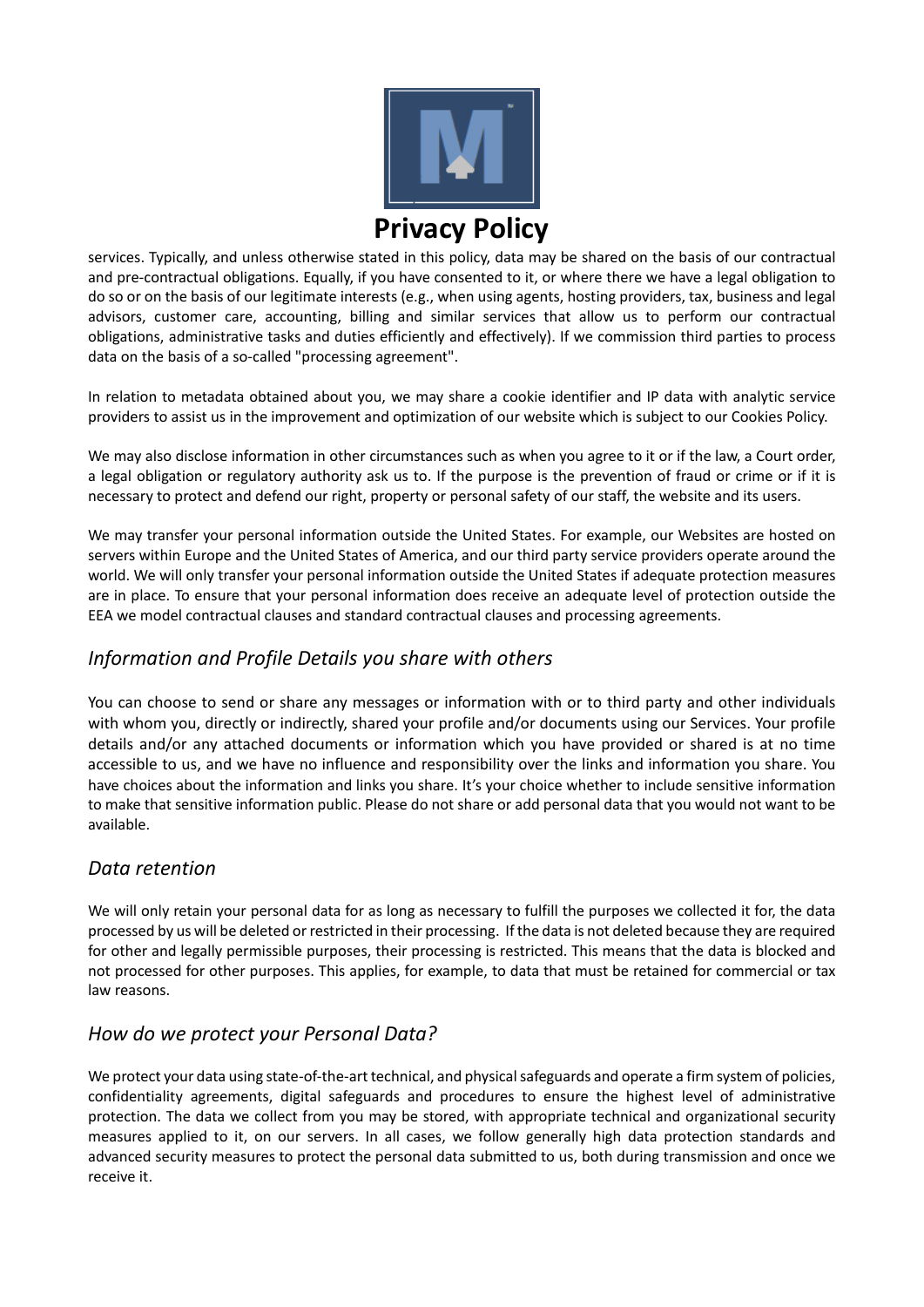services. Typically, and unless otherwise stated in this policy, data may be shared on the basis of our contractual and pre-contractual obligations. Equally, if you have consented to it, or where there we have a legal obligation to do so or on the basis of our legitimate interests (e.g., when using agents, hosting providers, tax, business and legal advisors, customer care, accounting, billing and similar services that allow us to perform our contractual obligations, administrative tasks and duties efficiently and effectively). If we commission third parties to process data on the basis of a so-called "processing agreement".

In relation to metadata obtained about you, we may share a cookie identifier and IP data with analytic service providers to assist us in the improvement and optimization of our website which is subject to our Cookies Policy.

We may also disclose information in other circumstances such as when you agree to it or if the law, a Court order, a legal obligation or regulatory authority ask us to. If the purpose is the prevention of fraud or crime or if it is necessary to protect and defend our right, property or personal safety of our staff, the website and its users.

We may transfer your personal information outside the United States. For example, our Websites are hosted on servers within Europe and the United States of America, and our third party service providers operate around the world. We will only transfer your personal information outside the United States if adequate protection measures are in place. To ensure that your personal information does receive an adequate level of protection outside the EEA we model contractual clauses and standard contractual clauses and processing agreements.

## *Information and Profile Details you share with others*

You can choose to send or share any messages or information with or to third party and other individuals with whom you, directly or indirectly, shared your profile and/or documents using our Services. Your profile details and/or any attached documents or information which you have provided or shared is at no time accessible to us, and we have no influence and responsibility over the links and information you share. You have choices about the information and links you share. It's your choice whether to include sensitive information to make that sensitive information public. Please do not share or add personal data that you would not want to be available.

## *Data retention*

We will only retain your personal data for as long as necessary to fulfill the purposes we collected it for, the data processed by us will be deleted or restricted in their processing. If the data is not deleted because they are required for other and legally permissible purposes, their processing is restricted. This means that the data is blocked and not processed for other purposes. This applies, for example, to data that must be retained for commercial or tax law reasons.

## *How do we protect your Personal Data?*

We protect your data using state-of-the-art technical, and physical safeguards and operate a firm system of policies, confidentiality agreements, digital safeguards and procedures to ensure the highest level of administrative protection. The data we collect from you may be stored, with appropriate technical and organizational security measures applied to it, on our servers. In all cases, we follow generally high data protection standards and advanced security measures to protect the personal data submitted to us, both during transmission and once we receive it.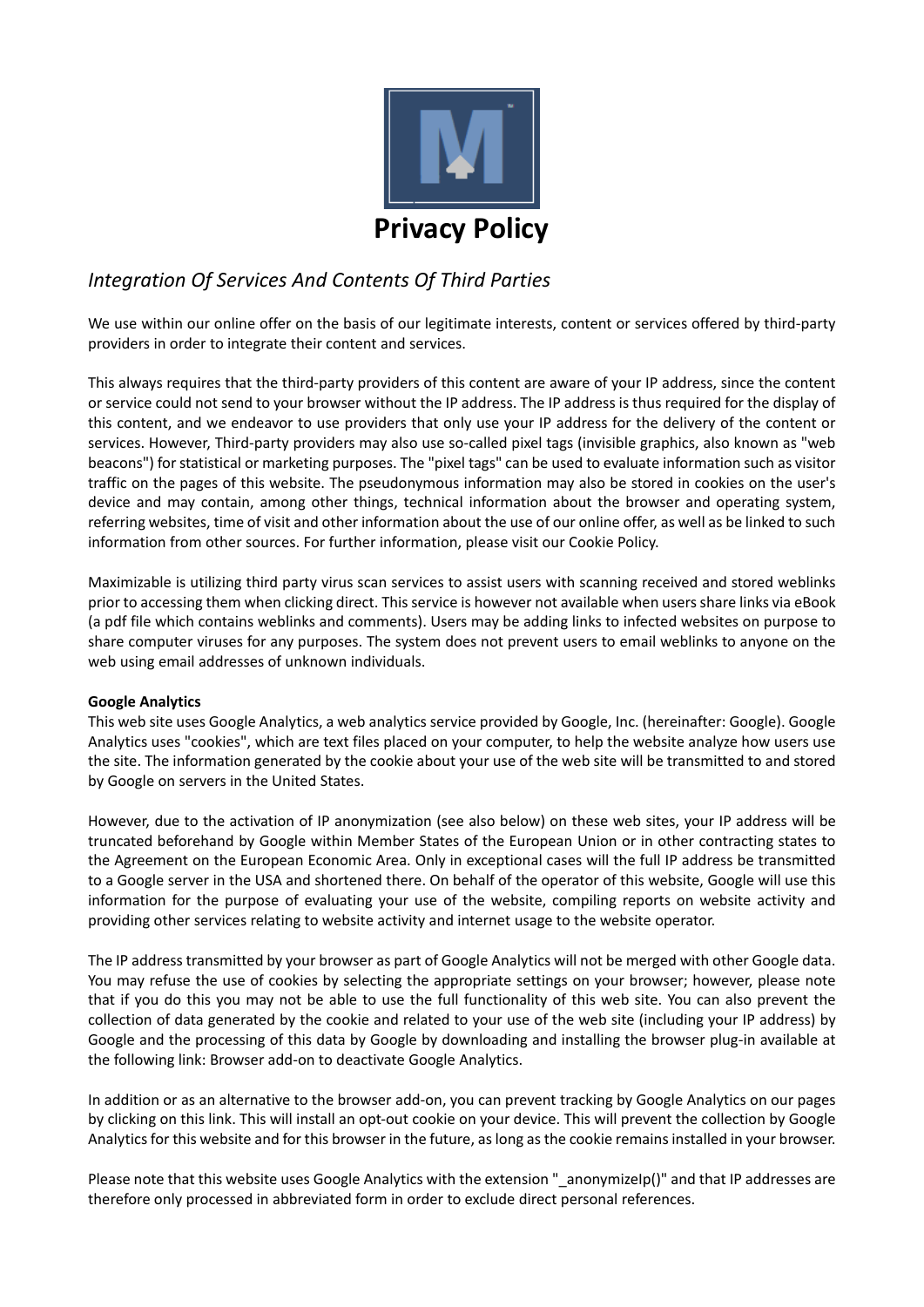# Privacy Policy

## *Integration Of Services And Contents Of Third Parties*

We use within our online offer on the basis of our legitimate interests, content or services offered by third-party providers in order to integrate their content and services.

This always requires that the third-party providers of this content are aware of your IP address, since the content or service could not send to your browser without the IP address. The IP address is thus required for the display of this content, and we endeavor to use providers that only use your IP address for the delivery of the content or services. However, Third-party providers may also use so-called pixel tags (invisible graphics, also known as "web beacons") for statistical or marketing purposes. The "pixel tags" can be used to evaluate information such as visitor traffic on the pages of this website. The pseudonymous information may also be stored in cookies on the user's device and may contain, among other things, technical information about the browser and operating system, referring websites, time of visit and other information about the use of our online offer, as well as be linked to such information from other sources. For further information, please visit our Cookie Policy.

Maximizable is utilizing third party virus scan services to assist users with scanning received and stored weblinks prior to accessing them when clicking direct. This service is however not available when users share links via eBook (a pdf file which contains weblinks and comments). Users may be adding links to infected websites on purpose to share computer viruses for any purposes. The system does not prevent users to email weblinks to anyone on the web using email addresses of unknown individuals.

**Google Analytics**

This web site uses Google Analytics, a web analytics service provided by Google, Inc. (hereinafter: Google). Google Analytics uses "cookies", which are text files placed on your computer, to help the website analyze how users use the site. The information generated by the cookie about your use of the web site will be transmitted to and stored by Google on servers in the United States.

However, due to the activation of IP anonymization (see also below) on these web sites, your IP address will be truncated beforehand by Google within Member States of the European Union or in other contracting states to the Agreement on the European Economic Area. Only in exceptional cases will the full IP address be transmitted to a Google server in the USA and shortened there. On behalf of the operator of this website, Google will use this information for the purpose of evaluating your use of the website, compiling reports on website activity and providing other services relating to website activity and internet usage to the website operator.

The IP address transmitted by your browser as part of Google Analytics will not be merged with other Google data. You may refuse the use of cookies by selecting the appropriate settings on your browser; however, please note that if you do this you may not be able to use the full functionality of this web site. You can also prevent the collection of data generated by the cookie and related to your use of the web site (including your IP address) by Google and the processing of this data by Google by downloading and installing the browser plug-in available at the following link: Browser add-on to deactivate Google Analytics.

In addition or as an alternative to the browser add-on, you can prevent tracking by Google Analytics on our pages by clicking on this link. This will install an opt-out cookie on your device. This will prevent the collection by Google Analytics for this website and for this browser in the future, as long as the cookie remains installed in your browser.

Please note that this website uses Google Analytics with the extension "_anonymizeIp()" and that IP addresses are therefore only processed in abbreviated form in order to exclude direct personal references.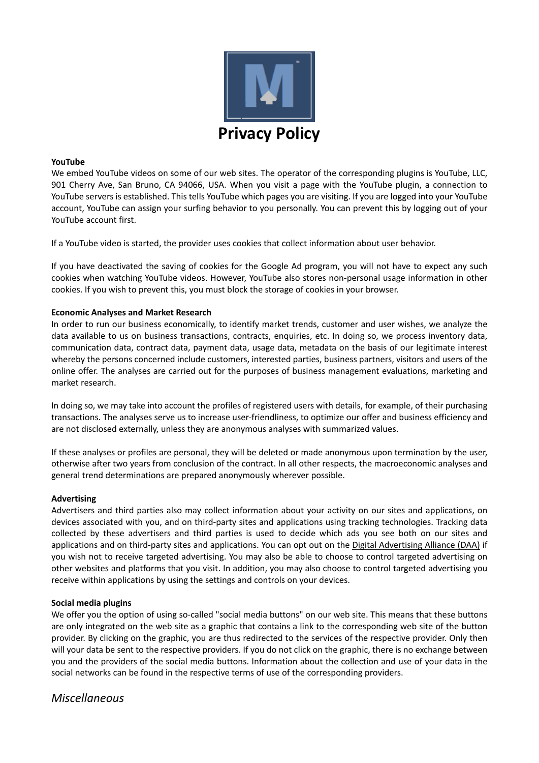# Privacy Policy

**YouTube**
We embed YouTube videos on some of our web sites. The operator of the corresponding plugins is YouTube, LLC, 901 Cherry Ave, San Bruno, CA 94066, USA. When you visit a page with the YouTube plugin, a connection to YouTube servers is established. This tells YouTube which pages you are visiting. If you are logged into your YouTube account, YouTube can assign your surfing behavior to you personally. You can prevent this by logging out of your YouTube account first.

If a YouTube video is started, the provider uses cookies that collect information about user behavior.

If you have deactivated the saving of cookies for the Google Ad program, you will not have to expect any such cookies when watching YouTube videos. However, YouTube also stores non-personal usage information in other cookies. If you wish to prevent this, you must block the storage of cookies in your browser.

**Economic Analyses and Market Research**
In order to run our business economically, to identify market trends, customer and user wishes, we analyze the data available to us on business transactions, contracts, enquiries, etc. In doing so, we process inventory data, communication data, contract data, payment data, usage data, metadata on the basis of our legitimate interest whereby the persons concerned include customers, interested parties, business partners, visitors and users of the online offer. The analyses are carried out for the purposes of business management evaluations, marketing and market research.

In doing so, we may take into account the profiles of registered users with details, for example, of their purchasing transactions. The analyses serve us to increase user-friendliness, to optimize our offer and business efficiency and are not disclosed externally, unless they are anonymous analyses with summarized values.

If these analyses or profiles are personal, they will be deleted or made anonymous upon termination by the user, otherwise after two years from conclusion of the contract. In all other respects, the macroeconomic analyses and general trend determinations are prepared anonymously wherever possible.

**Advertising**
Advertisers and third parties also may collect information about your activity on our sites and applications, on devices associated with you, and on third-party sites and applications using tracking technologies. Tracking data collected by these advertisers and third parties is used to decide which ads you see both on our sites and applications and on third-party sites and applications. You can opt out on the Digital Advertising Alliance (DAA) if you wish not to receive targeted advertising. You may also be able to choose to control targeted advertising on other websites and platforms that you visit. In addition, you may also choose to control targeted advertising you receive within applications by using the settings and controls on your devices.

**Social media plugins**
We offer you the option of using so-called "social media buttons" on our web site. This means that these buttons are only integrated on the web site as a graphic that contains a link to the corresponding web site of the button provider. By clicking on the graphic, you are thus redirected to the services of the respective provider. Only then will your data be sent to the respective providers. If you do not click on the graphic, there is no exchange between you and the providers of the social media buttons. Information about the collection and use of your data in the social networks can be found in the respective terms of use of the corresponding providers.

## *Miscellaneous*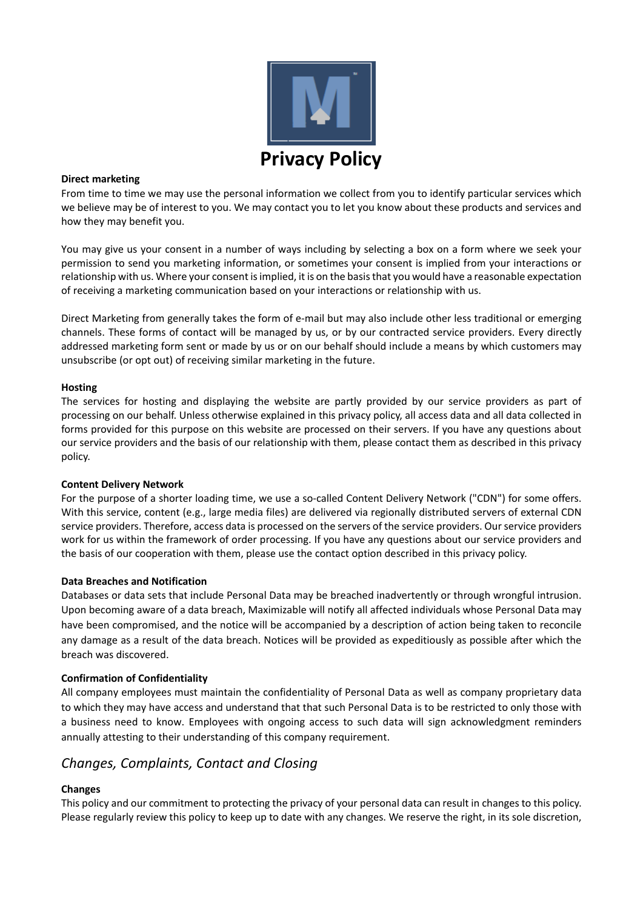# Privacy Policy

**Direct marketing**

From time to time we may use the personal information we collect from you to identify particular services which we believe may be of interest to you. We may contact you to let you know about these products and services and how they may benefit you.

You may give us your consent in a number of ways including by selecting a box on a form where we seek your permission to send you marketing information, or sometimes your consent is implied from your interactions or relationship with us. Where your consent is implied, it is on the basis that you would have a reasonable expectation of receiving a marketing communication based on your interactions or relationship with us.

Direct Marketing from generally takes the form of e-mail but may also include other less traditional or emerging channels. These forms of contact will be managed by us, or by our contracted service providers. Every directly addressed marketing form sent or made by us or on our behalf should include a means by which customers may unsubscribe (or opt out) of receiving similar marketing in the future.

**Hosting**

The services for hosting and displaying the website are partly provided by our service providers as part of processing on our behalf. Unless otherwise explained in this privacy policy, all access data and all data collected in forms provided for this purpose on this website are processed on their servers. If you have any questions about our service providers and the basis of our relationship with them, please contact them as described in this privacy policy.

**Content Delivery Network**

For the purpose of a shorter loading time, we use a so-called Content Delivery Network ("CDN") for some offers. With this service, content (e.g., large media files) are delivered via regionally distributed servers of external CDN service providers. Therefore, access data is processed on the servers of the service providers. Our service providers work for us within the framework of order processing. If you have any questions about our service providers and the basis of our cooperation with them, please use the contact option described in this privacy policy.

**Data Breaches and Notification**

Databases or data sets that include Personal Data may be breached inadvertently or through wrongful intrusion. Upon becoming aware of a data breach, Maximizable will notify all affected individuals whose Personal Data may have been compromised, and the notice will be accompanied by a description of action being taken to reconcile any damage as a result of the data breach. Notices will be provided as expeditiously as possible after which the breach was discovered.

**Confirmation of Confidentiality**

All company employees must maintain the confidentiality of Personal Data as well as company proprietary data to which they may have access and understand that that such Personal Data is to be restricted to only those with a business need to know. Employees with ongoing access to such data will sign acknowledgment reminders annually attesting to their understanding of this company requirement.

## *Changes, Complaints, Contact and Closing*

**Changes**

This policy and our commitment to protecting the privacy of your personal data can result in changes to this policy. Please regularly review this policy to keep up to date with any changes. We reserve the right, in its sole discretion,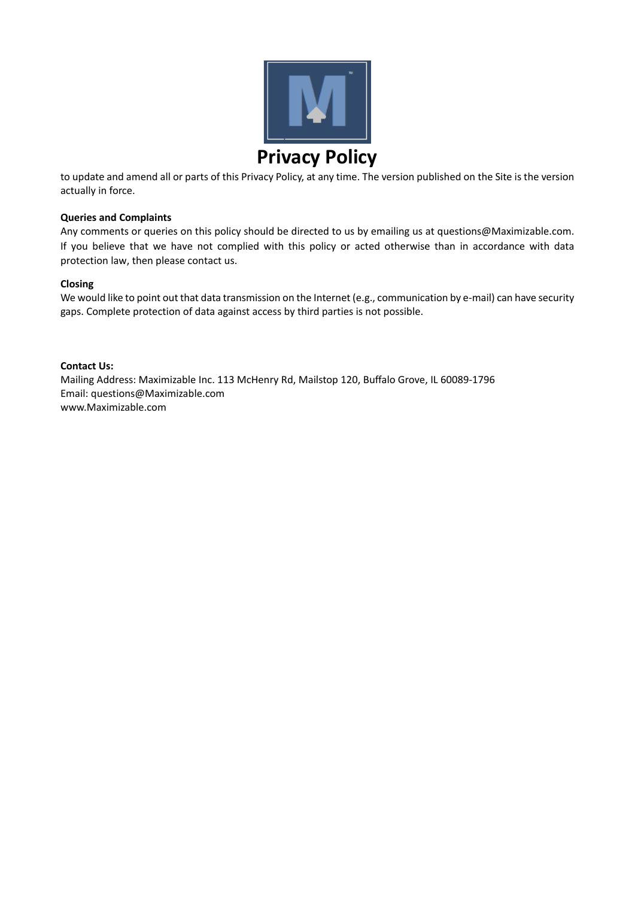# Privacy Policy

to update and amend all or parts of this Privacy Policy, at any time. The version published on the Site is the version actually in force.

**Queries and Complaints**

Any comments or queries on this policy should be directed to us by emailing us at questions@Maximizable.com. If you believe that we have not complied with this policy or acted otherwise than in accordance with data protection law, then please contact us.

**Closing**

We would like to point out that data transmission on the Internet (e.g., communication by e-mail) can have security gaps. Complete protection of data against access by third parties is not possible.

**Contact Us:**

Mailing Address: Maximizable Inc. 113 McHenry Rd, Mailstop 120, Buffalo Grove, IL 60089-1796
Email: questions@Maximizable.com
www.Maximizable.com